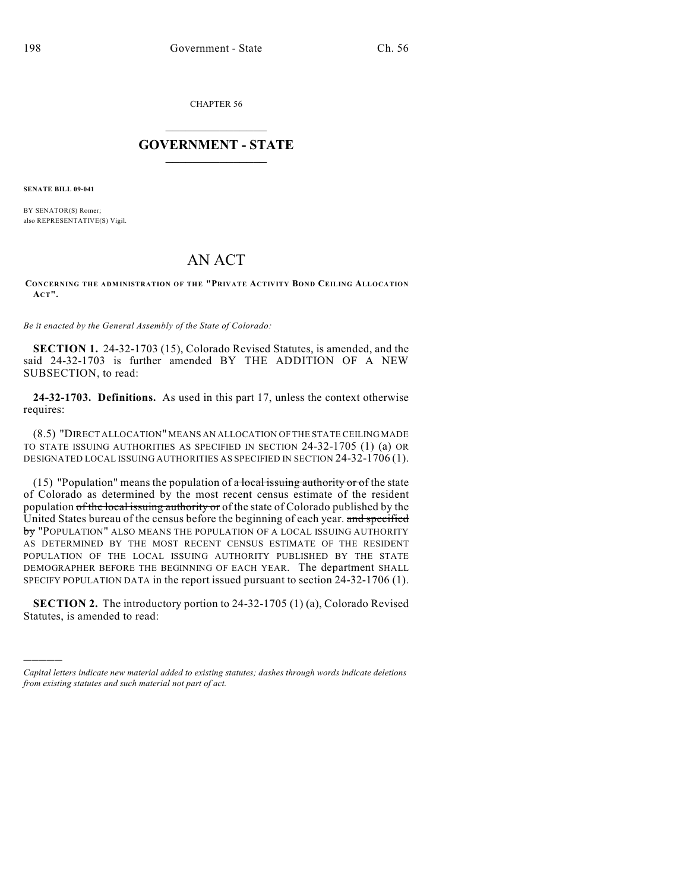CHAPTER 56

# GOVERNMENT - STATE

**SENATE BILL 09-041**

BY SENATOR(S) Romer;
also REPRESENTATIVE(S) Vigil.

# AN ACT

**CONCERNING THE ADMINISTRATION OF THE "PRIVATE ACTIVITY BOND CEILING ALLOCATION ACT".**

*Be it enacted by the General Assembly of the State of Colorado:*

**SECTION 1.** 24-32-1703 (15), Colorado Revised Statutes, is amended, and the said 24-32-1703 is further amended BY THE ADDITION OF A NEW SUBSECTION, to read:

**24-32-1703. Definitions.** As used in this part 17, unless the context otherwise requires:

(8.5) "DIRECT ALLOCATION" MEANS AN ALLOCATION OF THE STATE CEILING MADE TO STATE ISSUING AUTHORITIES AS SPECIFIED IN SECTION 24-32-1705 (1) (a) OR DESIGNATED LOCAL ISSUING AUTHORITIES AS SPECIFIED IN SECTION 24-32-1706 (1).

(15) "Population" means the population of ~~a local issuing authority or of~~ the state of Colorado as determined by the most recent census estimate of the resident population ~~of the local issuing authority or~~ of the state of Colorado published by the United States bureau of the census before the beginning of each year. ~~and specified by~~ "POPULATION" ALSO MEANS THE POPULATION OF A LOCAL ISSUING AUTHORITY AS DETERMINED BY THE MOST RECENT CENSUS ESTIMATE OF THE RESIDENT POPULATION OF THE LOCAL ISSUING AUTHORITY PUBLISHED BY THE STATE DEMOGRAPHER BEFORE THE BEGINNING OF EACH YEAR. The department SHALL SPECIFY POPULATION DATA in the report issued pursuant to section 24-32-1706 (1).

**SECTION 2.** The introductory portion to 24-32-1705 (1) (a), Colorado Revised Statutes, is amended to read:

---

*Capital letters indicate new material added to existing statutes; dashes through words indicate deletions from existing statutes and such material not part of act.*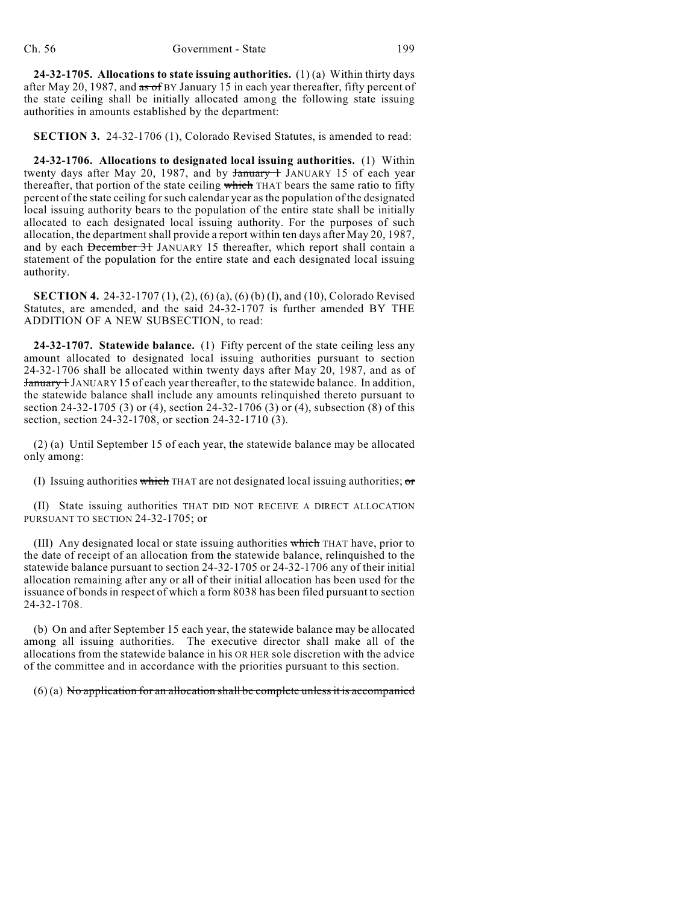**24-32-1705. Allocations to state issuing authorities.** (1) (a) Within thirty days after May 20, 1987, and ~~as of~~ BY January 15 in each year thereafter, fifty percent of the state ceiling shall be initially allocated among the following state issuing authorities in amounts established by the department:

**SECTION 3.** 24-32-1706 (1), Colorado Revised Statutes, is amended to read:

**24-32-1706. Allocations to designated local issuing authorities.** (1) Within twenty days after May 20, 1987, and by ~~January 1~~ JANUARY 15 of each year thereafter, that portion of the state ceiling ~~which~~ THAT bears the same ratio to fifty percent of the state ceiling for such calendar year as the population of the designated local issuing authority bears to the population of the entire state shall be initially allocated to each designated local issuing authority. For the purposes of such allocation, the department shall provide a report within ten days after May 20, 1987, and by each ~~December 31~~ JANUARY 15 thereafter, which report shall contain a statement of the population for the entire state and each designated local issuing authority.

**SECTION 4.** 24-32-1707 (1), (2), (6) (a), (6) (b) (I), and (10), Colorado Revised Statutes, are amended, and the said 24-32-1707 is further amended BY THE ADDITION OF A NEW SUBSECTION, to read:

**24-32-1707. Statewide balance.** (1) Fifty percent of the state ceiling less any amount allocated to designated local issuing authorities pursuant to section 24-32-1706 shall be allocated within twenty days after May 20, 1987, and as of ~~January 1~~ JANUARY 15 of each year thereafter, to the statewide balance. In addition, the statewide balance shall include any amounts relinquished thereto pursuant to section 24-32-1705 (3) or (4), section 24-32-1706 (3) or (4), subsection (8) of this section, section 24-32-1708, or section 24-32-1710 (3).

(2) (a) Until September 15 of each year, the statewide balance may be allocated only among:

(I) Issuing authorities ~~which~~ THAT are not designated local issuing authorities; ~~or~~

(II) State issuing authorities THAT DID NOT RECEIVE A DIRECT ALLOCATION PURSUANT TO SECTION 24-32-1705; or

(III) Any designated local or state issuing authorities ~~which~~ THAT have, prior to the date of receipt of an allocation from the statewide balance, relinquished to the statewide balance pursuant to section 24-32-1705 or 24-32-1706 any of their initial allocation remaining after any or all of their initial allocation has been used for the issuance of bonds in respect of which a form 8038 has been filed pursuant to section 24-32-1708.

(b) On and after September 15 each year, the statewide balance may be allocated among all issuing authorities. The executive director shall make all of the allocations from the statewide balance in his OR HER sole discretion with the advice of the committee and in accordance with the priorities pursuant to this section.

(6) (a) ~~No application for an allocation shall be complete unless it is accompanied~~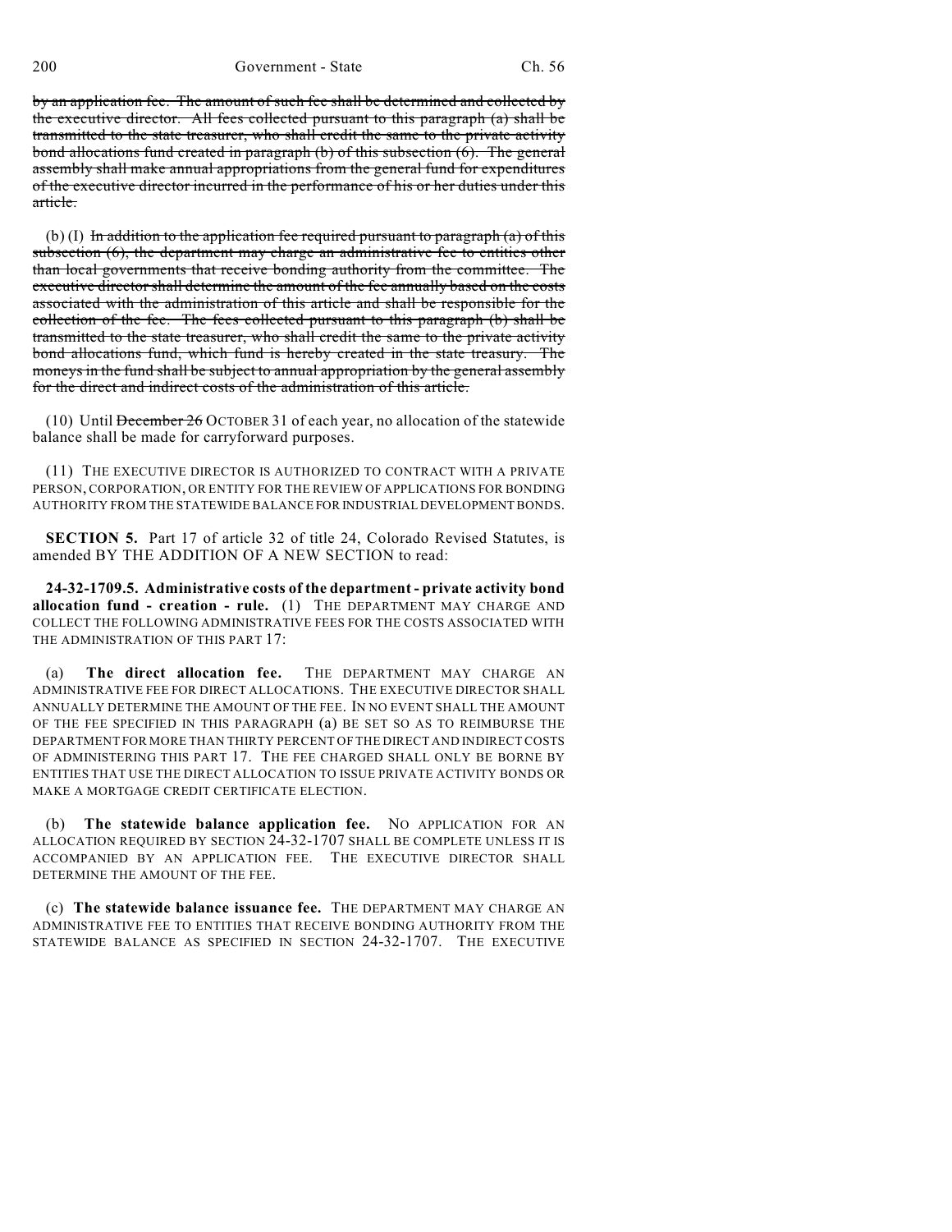~~by an application fee. The amount of such fee shall be determined and collected by the executive director. All fees collected pursuant to this paragraph (a) shall be transmitted to the state treasurer, who shall credit the same to the private activity bond allocations fund created in paragraph (b) of this subsection (6). The general assembly shall make annual appropriations from the general fund for expenditures of the executive director incurred in the performance of his or her duties under this article.~~

(b) (I) ~~In addition to the application fee required pursuant to paragraph (a) of this subsection (6), the department may charge an administrative fee to entities other than local governments that receive bonding authority from the committee. The executive director shall determine the amount of the fee annually based on the costs associated with the administration of this article and shall be responsible for the collection of the fee. The fees collected pursuant to this paragraph (b) shall be transmitted to the state treasurer, who shall credit the same to the private activity bond allocations fund, which fund is hereby created in the state treasury. The moneys in the fund shall be subject to annual appropriation by the general assembly for the direct and indirect costs of the administration of this article.~~

(10) Until ~~December 26~~ OCTOBER 31 of each year, no allocation of the statewide balance shall be made for carryforward purposes.

(11) THE EXECUTIVE DIRECTOR IS AUTHORIZED TO CONTRACT WITH A PRIVATE PERSON, CORPORATION, OR ENTITY FOR THE REVIEW OF APPLICATIONS FOR BONDING AUTHORITY FROM THE STATEWIDE BALANCE FOR INDUSTRIAL DEVELOPMENT BONDS.

**SECTION 5.** Part 17 of article 32 of title 24, Colorado Revised Statutes, is amended BY THE ADDITION OF A NEW SECTION to read:

**24-32-1709.5. Administrative costs of the department - private activity bond allocation fund - creation - rule.** (1) THE DEPARTMENT MAY CHARGE AND COLLECT THE FOLLOWING ADMINISTRATIVE FEES FOR THE COSTS ASSOCIATED WITH THE ADMINISTRATION OF THIS PART 17:

(a) **The direct allocation fee.** THE DEPARTMENT MAY CHARGE AN ADMINISTRATIVE FEE FOR DIRECT ALLOCATIONS. THE EXECUTIVE DIRECTOR SHALL ANNUALLY DETERMINE THE AMOUNT OF THE FEE. IN NO EVENT SHALL THE AMOUNT OF THE FEE SPECIFIED IN THIS PARAGRAPH (a) BE SET SO AS TO REIMBURSE THE DEPARTMENT FOR MORE THAN THIRTY PERCENT OF THE DIRECT AND INDIRECT COSTS OF ADMINISTERING THIS PART 17. THE FEE CHARGED SHALL ONLY BE BORNE BY ENTITIES THAT USE THE DIRECT ALLOCATION TO ISSUE PRIVATE ACTIVITY BONDS OR MAKE A MORTGAGE CREDIT CERTIFICATE ELECTION.

(b) **The statewide balance application fee.** NO APPLICATION FOR AN ALLOCATION REQUIRED BY SECTION 24-32-1707 SHALL BE COMPLETE UNLESS IT IS ACCOMPANIED BY AN APPLICATION FEE. THE EXECUTIVE DIRECTOR SHALL DETERMINE THE AMOUNT OF THE FEE.

(c) **The statewide balance issuance fee.** THE DEPARTMENT MAY CHARGE AN ADMINISTRATIVE FEE TO ENTITIES THAT RECEIVE BONDING AUTHORITY FROM THE STATEWIDE BALANCE AS SPECIFIED IN SECTION 24-32-1707. THE EXECUTIVE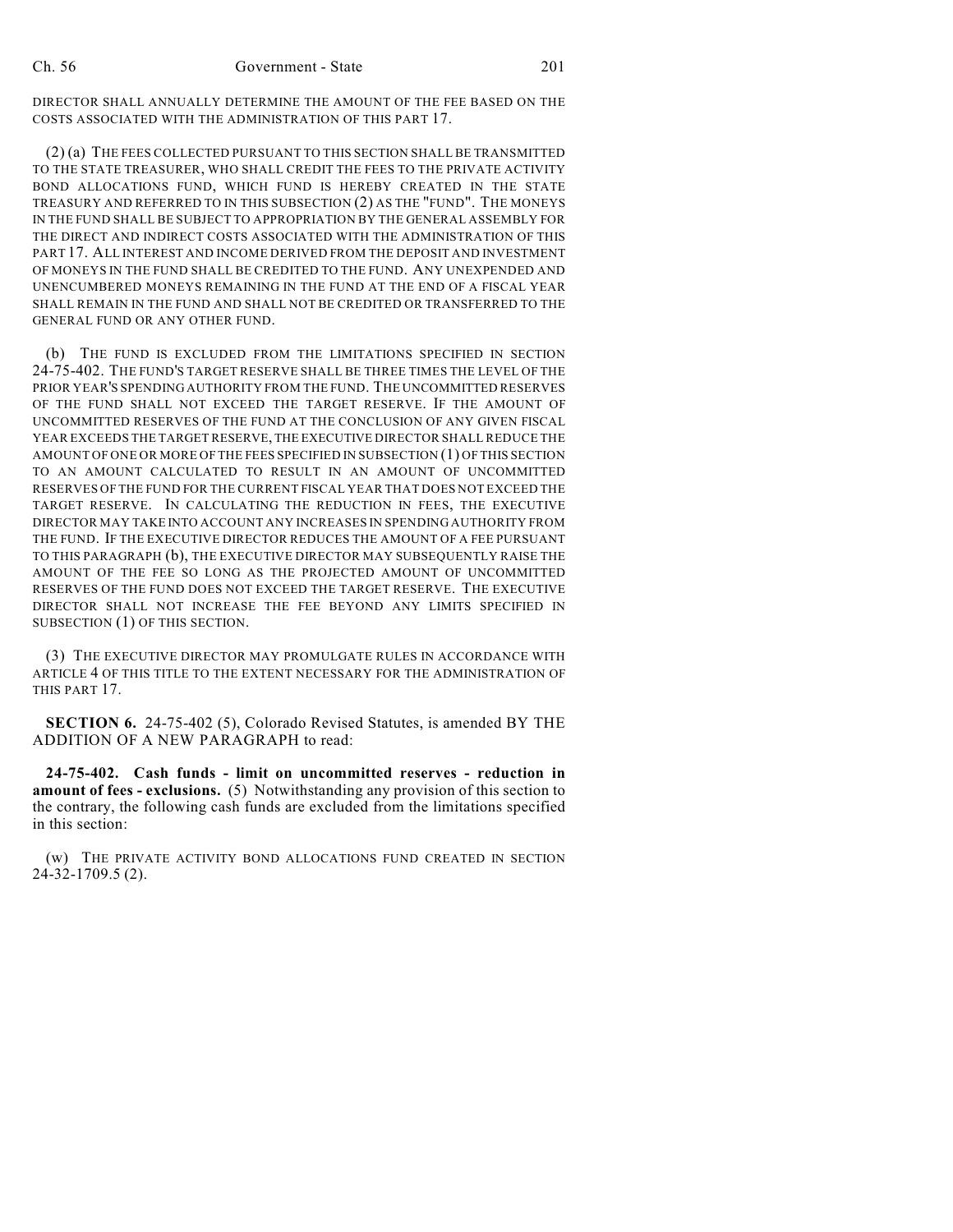DIRECTOR SHALL ANNUALLY DETERMINE THE AMOUNT OF THE FEE BASED ON THE COSTS ASSOCIATED WITH THE ADMINISTRATION OF THIS PART 17.

(2) (a) THE FEES COLLECTED PURSUANT TO THIS SECTION SHALL BE TRANSMITTED TO THE STATE TREASURER, WHO SHALL CREDIT THE FEES TO THE PRIVATE ACTIVITY BOND ALLOCATIONS FUND, WHICH FUND IS HEREBY CREATED IN THE STATE TREASURY AND REFERRED TO IN THIS SUBSECTION (2) AS THE "FUND". THE MONEYS IN THE FUND SHALL BE SUBJECT TO APPROPRIATION BY THE GENERAL ASSEMBLY FOR THE DIRECT AND INDIRECT COSTS ASSOCIATED WITH THE ADMINISTRATION OF THIS PART 17. ALL INTEREST AND INCOME DERIVED FROM THE DEPOSIT AND INVESTMENT OF MONEYS IN THE FUND SHALL BE CREDITED TO THE FUND. ANY UNEXPENDED AND UNENCUMBERED MONEYS REMAINING IN THE FUND AT THE END OF A FISCAL YEAR SHALL REMAIN IN THE FUND AND SHALL NOT BE CREDITED OR TRANSFERRED TO THE GENERAL FUND OR ANY OTHER FUND.

(b) THE FUND IS EXCLUDED FROM THE LIMITATIONS SPECIFIED IN SECTION 24-75-402. THE FUND'S TARGET RESERVE SHALL BE THREE TIMES THE LEVEL OF THE PRIOR YEAR'S SPENDING AUTHORITY FROM THE FUND. THE UNCOMMITTED RESERVES OF THE FUND SHALL NOT EXCEED THE TARGET RESERVE. IF THE AMOUNT OF UNCOMMITTED RESERVES OF THE FUND AT THE CONCLUSION OF ANY GIVEN FISCAL YEAR EXCEEDS THE TARGET RESERVE, THE EXECUTIVE DIRECTOR SHALL REDUCE THE AMOUNT OF ONE OR MORE OF THE FEES SPECIFIED IN SUBSECTION (1) OF THIS SECTION TO AN AMOUNT CALCULATED TO RESULT IN AN AMOUNT OF UNCOMMITTED RESERVES OF THE FUND FOR THE CURRENT FISCAL YEAR THAT DOES NOT EXCEED THE TARGET RESERVE. IN CALCULATING THE REDUCTION IN FEES, THE EXECUTIVE DIRECTOR MAY TAKE INTO ACCOUNT ANY INCREASES IN SPENDING AUTHORITY FROM THE FUND. IF THE EXECUTIVE DIRECTOR REDUCES THE AMOUNT OF A FEE PURSUANT TO THIS PARAGRAPH (b), THE EXECUTIVE DIRECTOR MAY SUBSEQUENTLY RAISE THE AMOUNT OF THE FEE SO LONG AS THE PROJECTED AMOUNT OF UNCOMMITTED RESERVES OF THE FUND DOES NOT EXCEED THE TARGET RESERVE. THE EXECUTIVE DIRECTOR SHALL NOT INCREASE THE FEE BEYOND ANY LIMITS SPECIFIED IN SUBSECTION (1) OF THIS SECTION.

(3) THE EXECUTIVE DIRECTOR MAY PROMULGATE RULES IN ACCORDANCE WITH ARTICLE 4 OF THIS TITLE TO THE EXTENT NECESSARY FOR THE ADMINISTRATION OF THIS PART 17.

**SECTION 6.** 24-75-402 (5), Colorado Revised Statutes, is amended BY THE ADDITION OF A NEW PARAGRAPH to read:

**24-75-402. Cash funds - limit on uncommitted reserves - reduction in amount of fees - exclusions.** (5) Notwithstanding any provision of this section to the contrary, the following cash funds are excluded from the limitations specified in this section:

(w) THE PRIVATE ACTIVITY BOND ALLOCATIONS FUND CREATED IN SECTION 24-32-1709.5 (2).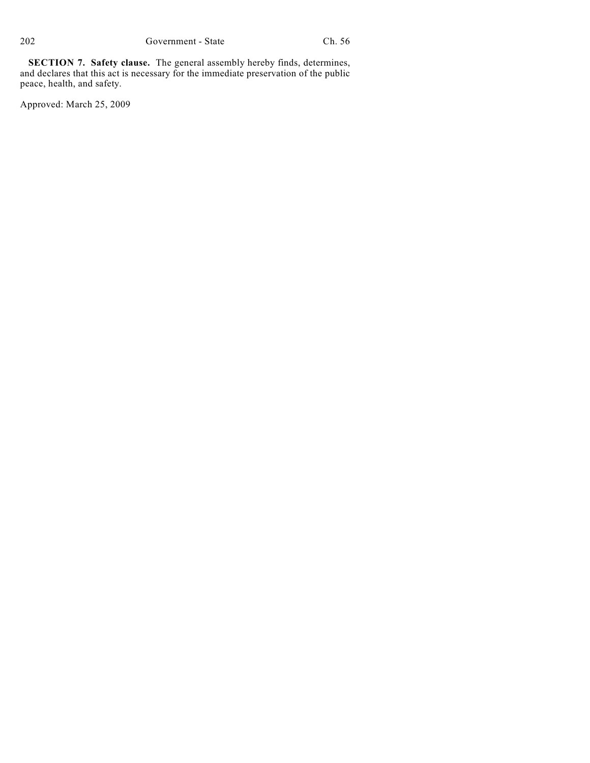**SECTION 7. Safety clause.** The general assembly hereby finds, determines, and declares that this act is necessary for the immediate preservation of the public peace, health, and safety.

Approved: March 25, 2009